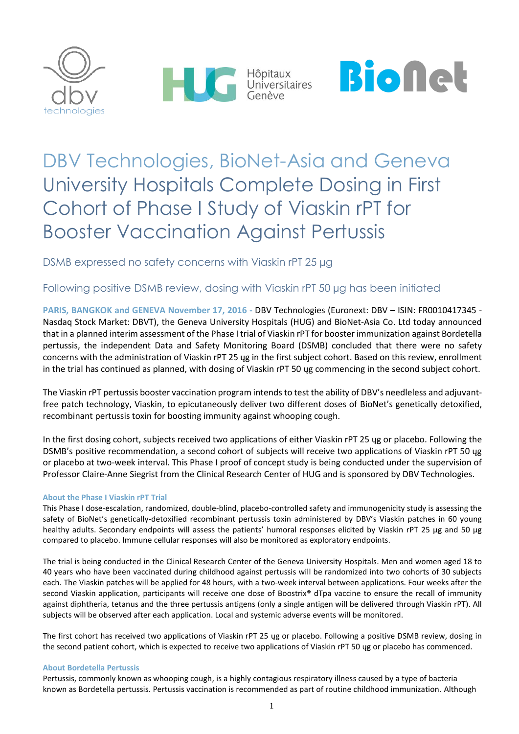Hôpitaux Universitaires Genève

# DBV Technologies, BioNet-Asia and Geneva University Hospitals Complete Dosing in First Cohort of Phase I Study of Viaskin rPT for Booster Vaccination Against Pertussis

### DSMB expressed no safety concerns with Viaskin rPT 25 µg

### Following positive DSMB review, dosing with Viaskin rPT 50 µg has been initiated

**PARIS, BANGKOK and GENEVA November 17, 2016 -** DBV Technologies (Euronext: DBV – ISIN: FR0010417345 - Nasdaq Stock Market: DBVT), the Geneva University Hospitals (HUG) and BioNet-Asia Co. Ltd today announced that in a planned interim assessment of the Phase I trial of Viaskin rPT for booster immunization against Bordetella pertussis, the independent Data and Safety Monitoring Board (DSMB) concluded that there were no safety concerns with the administration of Viaskin rPT 25 ųg in the first subject cohort. Based on this review, enrollment in the trial has continued as planned, with dosing of Viaskin rPT 50 ųg commencing in the second subject cohort.

The Viaskin rPT pertussis booster vaccination program intends to test the ability of DBV's needleless and adjuvant-free patch technology, Viaskin, to epicutaneously deliver two different doses of BioNet's genetically detoxified, recombinant pertussis toxin for boosting immunity against whooping cough.

In the first dosing cohort, subjects received two applications of either Viaskin rPT 25 ųg or placebo. Following the DSMB's positive recommendation, a second cohort of subjects will receive two applications of Viaskin rPT 50 ųg or placebo at two-week interval. This Phase I proof of concept study is being conducted under the supervision of Professor Claire-Anne Siegrist from the Clinical Research Center of HUG and is sponsored by DBV Technologies.

#### About the Phase I Viaskin rPT Trial

This Phase I dose-escalation, randomized, double-blind, placebo-controlled safety and immunogenicity study is assessing the safety of BioNet's genetically-detoxified recombinant pertussis toxin administered by DBV's Viaskin patches in 60 young healthy adults. Secondary endpoints will assess the patients' humoral responses elicited by Viaskin rPT 25 µg and 50 µg compared to placebo. Immune cellular responses will also be monitored as exploratory endpoints.

The trial is being conducted in the Clinical Research Center of the Geneva University Hospitals. Men and women aged 18 to 40 years who have been vaccinated during childhood against pertussis will be randomized into two cohorts of 30 subjects each. The Viaskin patches will be applied for 48 hours, with a two-week interval between applications. Four weeks after the second Viaskin application, participants will receive one dose of Boostrix® dTpa vaccine to ensure the recall of immunity against diphtheria, tetanus and the three pertussis antigens (only a single antigen will be delivered through Viaskin rPT). All subjects will be observed after each application. Local and systemic adverse events will be monitored.

The first cohort has received two applications of Viaskin rPT 25 ųg or placebo. Following a positive DSMB review, dosing in the second patient cohort, which is expected to receive two applications of Viaskin rPT 50 ųg or placebo has commenced.

#### About Bordetella Pertussis

Pertussis, commonly known as whooping cough, is a highly contagious respiratory illness caused by a type of bacteria known as Bordetella pertussis. Pertussis vaccination is recommended as part of routine childhood immunization. Although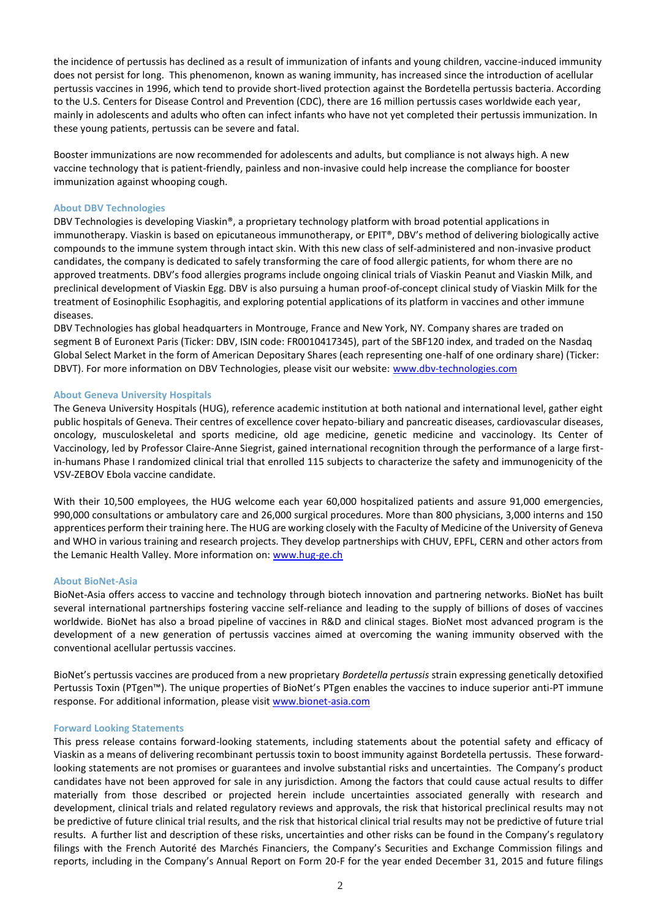the incidence of pertussis has declined as a result of immunization of infants and young children, vaccine-induced immunity does not persist for long. This phenomenon, known as waning immunity, has increased since the introduction of acellular pertussis vaccines in 1996, which tend to provide short-lived protection against the Bordetella pertussis bacteria. According to the U.S. Centers for Disease Control and Prevention (CDC), there are 16 million pertussis cases worldwide each year, mainly in adolescents and adults who often can infect infants who have not yet completed their pertussis immunization. In these young patients, pertussis can be severe and fatal.

Booster immunizations are now recommended for adolescents and adults, but compliance is not always high. A new vaccine technology that is patient-friendly, painless and non-invasive could help increase the compliance for booster immunization against whooping cough.

### About DBV Technologies

DBV Technologies is developing Viaskin®, a proprietary technology platform with broad potential applications in immunotherapy. Viaskin is based on epicutaneous immunotherapy, or EPIT®, DBV's method of delivering biologically active compounds to the immune system through intact skin. With this new class of self-administered and non-invasive product candidates, the company is dedicated to safely transforming the care of food allergic patients, for whom there are no approved treatments. DBV's food allergies programs include ongoing clinical trials of Viaskin Peanut and Viaskin Milk, and preclinical development of Viaskin Egg. DBV is also pursuing a human proof-of-concept clinical study of Viaskin Milk for the treatment of Eosinophilic Esophagitis, and exploring potential applications of its platform in vaccines and other immune diseases.

DBV Technologies has global headquarters in Montrouge, France and New York, NY. Company shares are traded on segment B of Euronext Paris (Ticker: DBV, ISIN code: FR0010417345), part of the SBF120 index, and traded on the Nasdaq Global Select Market in the form of American Depositary Shares (each representing one-half of one ordinary share) (Ticker: DBVT). For more information on DBV Technologies, please visit our website: www.dbv-technologies.com

### About Geneva University Hospitals

The Geneva University Hospitals (HUG), reference academic institution at both national and international level, gather eight public hospitals of Geneva. Their centres of excellence cover hepato-biliary and pancreatic diseases, cardiovascular diseases, oncology, musculoskeletal and sports medicine, old age medicine, genetic medicine and vaccinology. Its Center of Vaccinology, led by Professor Claire-Anne Siegrist, gained international recognition through the performance of a large first-in-humans Phase I randomized clinical trial that enrolled 115 subjects to characterize the safety and immunogenicity of the VSV-ZEBOV Ebola vaccine candidate.

With their 10,500 employees, the HUG welcome each year 60,000 hospitalized patients and assure 91,000 emergencies, 990,000 consultations or ambulatory care and 26,000 surgical procedures. More than 800 physicians, 3,000 interns and 150 apprentices perform their training here. The HUG are working closely with the Faculty of Medicine of the University of Geneva and WHO in various training and research projects. They develop partnerships with CHUV, EPFL, CERN and other actors from the Lemanic Health Valley. More information on: www.hug-ge.ch

### About BioNet-Asia

BioNet-Asia offers access to vaccine and technology through biotech innovation and partnering networks. BioNet has built several international partnerships fostering vaccine self-reliance and leading to the supply of billions of doses of vaccines worldwide. BioNet has also a broad pipeline of vaccines in R&D and clinical stages. BioNet most advanced program is the development of a new generation of pertussis vaccines aimed at overcoming the waning immunity observed with the conventional acellular pertussis vaccines.

BioNet's pertussis vaccines are produced from a new proprietary *Bordetella pertussis* strain expressing genetically detoxified Pertussis Toxin (PTgen™). The unique properties of BioNet's PTgen enables the vaccines to induce superior anti-PT immune response. For additional information, please visit www.bionet-asia.com

### Forward Looking Statements

This press release contains forward-looking statements, including statements about the potential safety and efficacy of Viaskin as a means of delivering recombinant pertussis toxin to boost immunity against Bordetella pertussis. These forward-looking statements are not promises or guarantees and involve substantial risks and uncertainties. The Company's product candidates have not been approved for sale in any jurisdiction. Among the factors that could cause actual results to differ materially from those described or projected herein include uncertainties associated generally with research and development, clinical trials and related regulatory reviews and approvals, the risk that historical preclinical results may not be predictive of future clinical trial results, and the risk that historical clinical trial results may not be predictive of future trial results. A further list and description of these risks, uncertainties and other risks can be found in the Company's regulatory filings with the French Autorité des Marchés Financiers, the Company's Securities and Exchange Commission filings and reports, including in the Company's Annual Report on Form 20-F for the year ended December 31, 2015 and future filings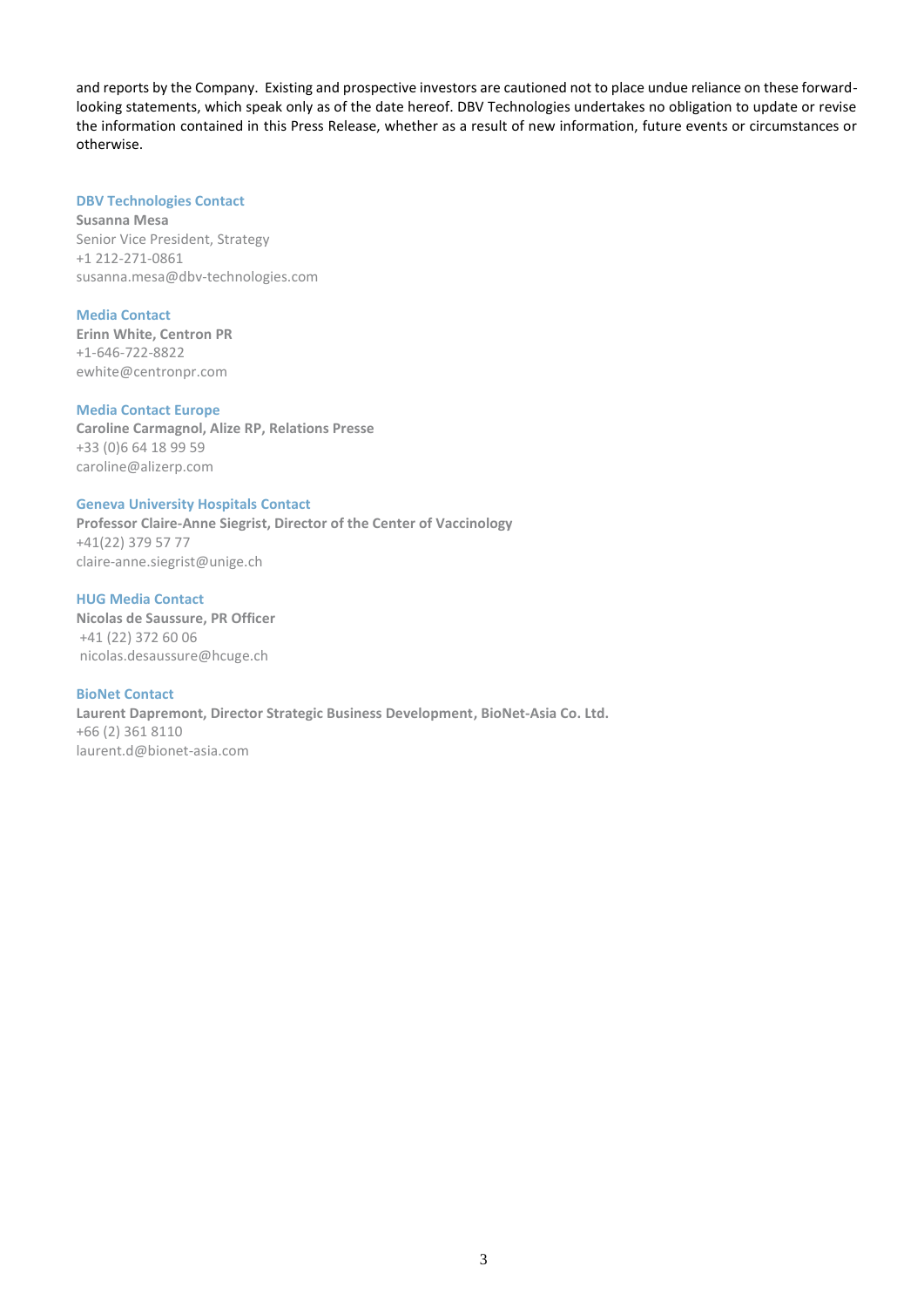and reports by the Company. Existing and prospective investors are cautioned not to place undue reliance on these forward-looking statements, which speak only as of the date hereof. DBV Technologies undertakes no obligation to update or revise the information contained in this Press Release, whether as a result of new information, future events or circumstances or otherwise.

**DBV Technologies Contact**
**Susanna Mesa**
Senior Vice President, Strategy
+1 212-271-0861
susanna.mesa@dbv-technologies.com

**Media Contact**
**Erinn White, Centron PR**
+1-646-722-8822
ewhite@centronpr.com

**Media Contact Europe**
**Caroline Carmagnol, Alize RP, Relations Presse**
+33 (0)6 64 18 99 59
caroline@alizerp.com

**Geneva University Hospitals Contact**
**Professor Claire-Anne Siegrist, Director of the Center of Vaccinology**
+41(22) 379 57 77
claire-anne.siegrist@unige.ch

**HUG Media Contact**
**Nicolas de Saussure, PR Officer**
+41 (22) 372 60 06
nicolas.desaussure@hcuge.ch

**BioNet Contact**
**Laurent Dapremont, Director Strategic Business Development, BioNet-Asia Co. Ltd.**
+66 (2) 361 8110
laurent.d@bionet-asia.com